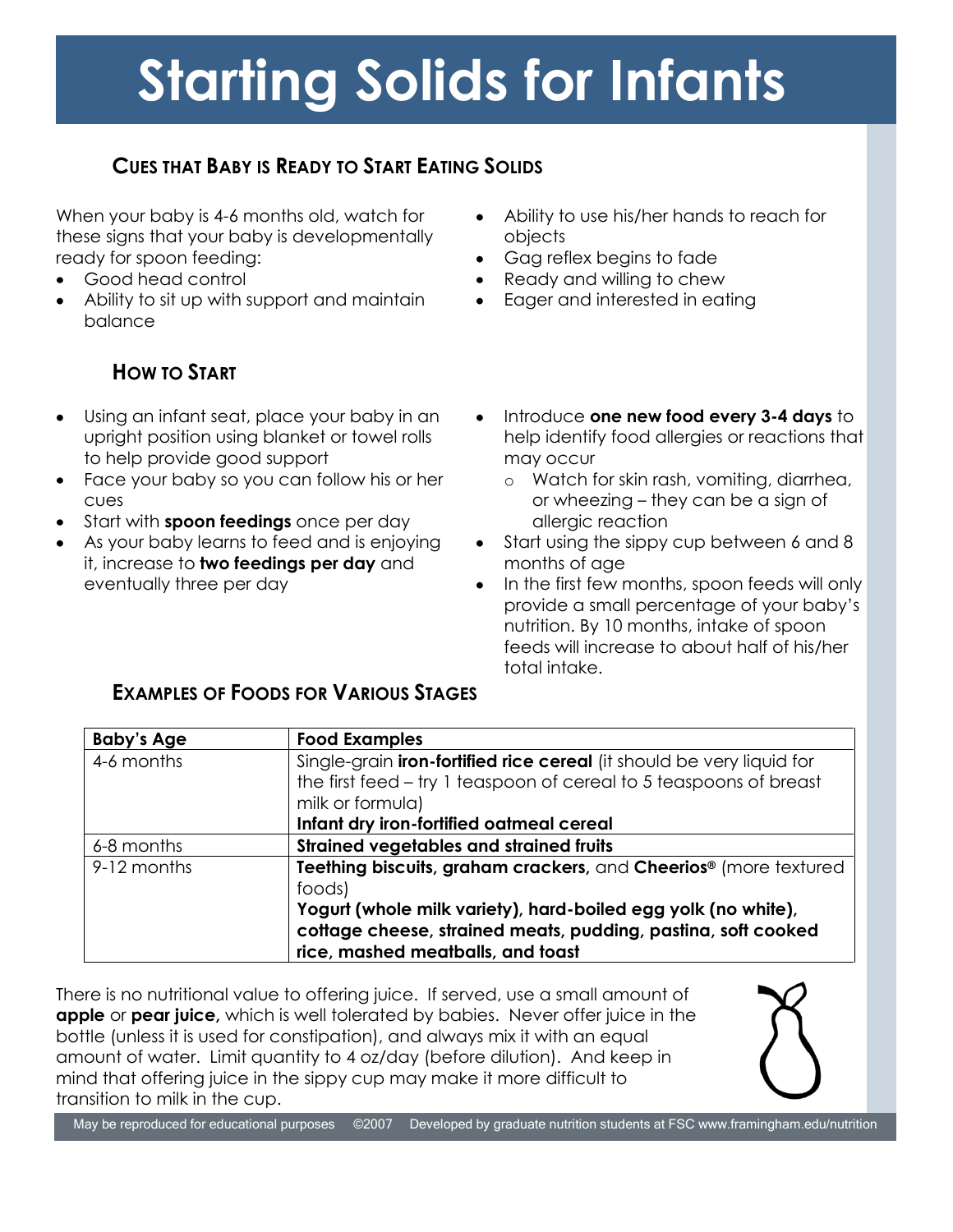# Starting Solids for Infants

## Cues that Baby is Ready to Start Eating Solids

When your baby is 4-6 months old, watch for these signs that your baby is developmentally ready for spoon feeding:

- Good head control
- Ability to sit up with support and maintain balance
- Ability to use his/her hands to reach for objects
- Gag reflex begins to fade
- Ready and willing to chew
- Eager and interested in eating

## How to Start

- Using an infant seat, place your baby in an upright position using blanket or towel rolls to help provide good support
- Face your baby so you can follow his or her cues
- Start with **spoon feedings** once per day
- As your baby learns to feed and is enjoying it, increase to **two feedings per day** and eventually three per day
- Introduce **one new food every 3-4 days** to help identify food allergies or reactions that may occur
  - Watch for skin rash, vomiting, diarrhea, or wheezing – they can be a sign of allergic reaction
- Start using the sippy cup between 6 and 8 months of age
- In the first few months, spoon feeds will only provide a small percentage of your baby's nutrition. By 10 months, intake of spoon feeds will increase to about half of his/her total intake.

## Examples of Foods for Various Stages

| Baby's Age | Food Examples |
|---|---|
| 4-6 months | Single-grain **iron-fortified rice cereal** (it should be very liquid for the first feed – try 1 teaspoon of cereal to 5 teaspoons of breast milk or formula)<br>**Infant dry iron-fortified oatmeal cereal** |
| 6-8 months | **Strained vegetables and strained fruits** |
| 9-12 months | **Teething biscuits, graham crackers,** and **Cheerios®** (more textured foods)<br>**Yogurt (whole milk variety), hard-boiled egg yolk (no white), cottage cheese, strained meats, pudding, pastina, soft cooked rice, mashed meatballs, and toast** |

There is no nutritional value to offering juice. If served, use a small amount of **apple** or **pear juice,** which is well tolerated by babies. Never offer juice in the bottle (unless it is used for constipation), and always mix it with an equal amount of water. Limit quantity to 4 oz/day (before dilution). And keep in mind that offering juice in the sippy cup may make it more difficult to transition to milk in the cup.

May be reproduced for educational purposes ©2007 Developed by graduate nutrition students at FSC www.framingham.edu/nutrition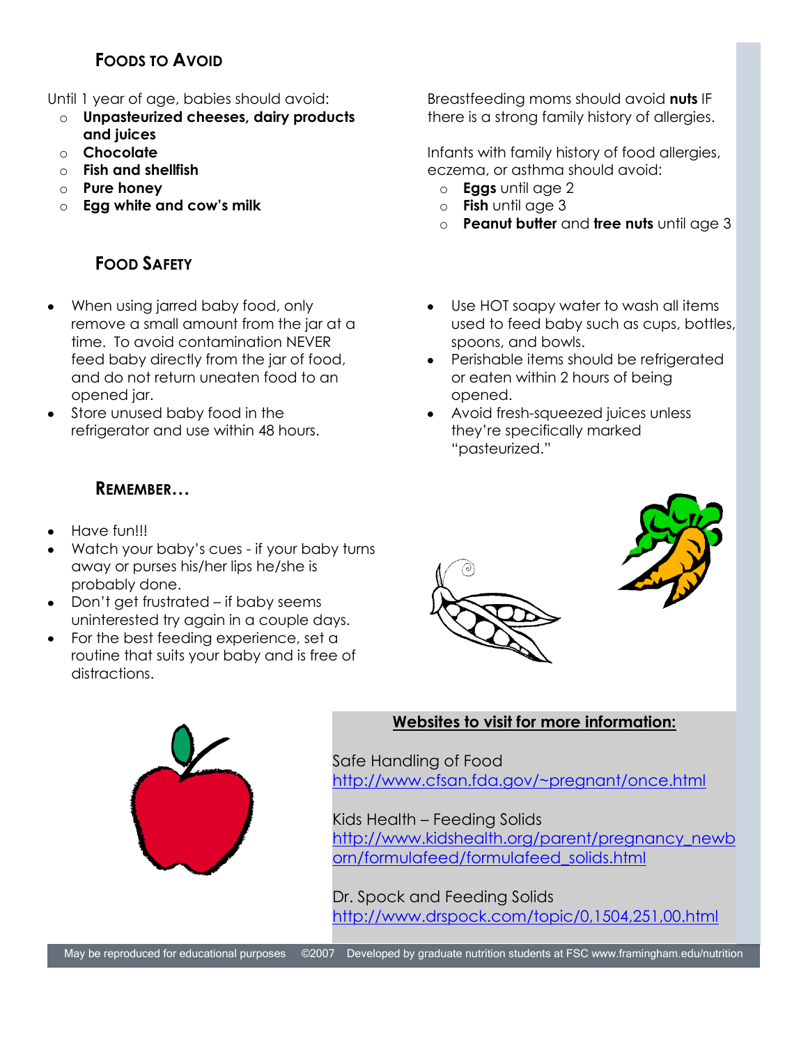## Foods to Avoid

Until 1 year of age, babies should avoid:

- **Unpasteurized cheeses, dairy products and juices**
- **Chocolate**
- **Fish and shellfish**
- **Pure honey**
- **Egg white and cow's milk**

Breastfeeding moms should avoid **nuts** IF there is a strong family history of allergies.

Infants with family history of food allergies, eczema, or asthma should avoid:

- **Eggs** until age 2
- **Fish** until age 3
- **Peanut butter** and **tree nuts** until age 3

## Food Safety

- When using jarred baby food, only remove a small amount from the jar at a time. To avoid contamination NEVER feed baby directly from the jar of food, and do not return uneaten food to an opened jar.
- Store unused baby food in the refrigerator and use within 48 hours.
- Use HOT soapy water to wash all items used to feed baby such as cups, bottles, spoons, and bowls.
- Perishable items should be refrigerated or eaten within 2 hours of being opened.
- Avoid fresh-squeezed juices unless they're specifically marked "pasteurized."

## Remember…

- Have fun!!!
- Watch your baby's cues - if your baby turns away or purses his/her lips he/she is probably done.
- Don't get frustrated – if baby seems uninterested try again in a couple days.
- For the best feeding experience, set a routine that suits your baby and is free of distractions.

**Websites to visit for more information:**

Safe Handling of Food
http://www.cfsan.fda.gov/~pregnant/once.html

Kids Health – Feeding Solids
http://www.kidshealth.org/parent/pregnancy_newborn/formulafeed/formulafeed_solids.html

Dr. Spock and Feeding Solids
http://www.drspock.com/topic/0,1504,251,00.html

May be reproduced for educational purposes ©2007 Developed by graduate nutrition students at FSC www.framingham.edu/nutrition